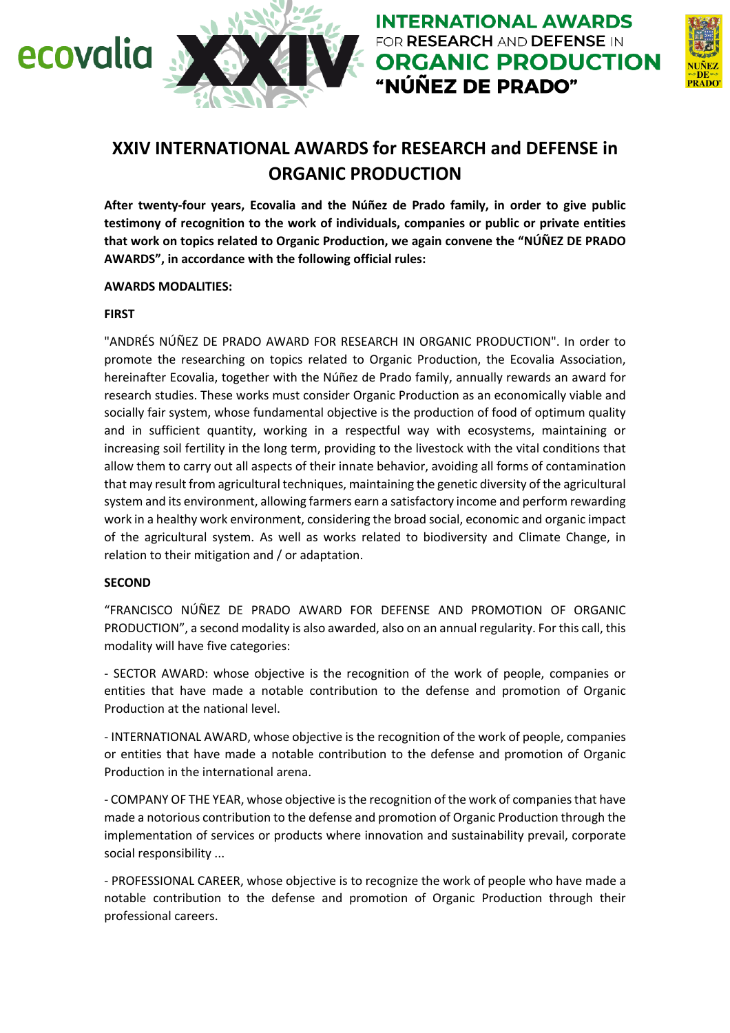# XXIV INTERNATIONAL AWARDS for RESEARCH and DEFENSE in ORGANIC PRODUCTION

**After twenty-four years, Ecovalia and the Núñez de Prado family, in order to give public testimony of recognition to the work of individuals, companies or public or private entities that work on topics related to Organic Production, we again convene the "NÚÑEZ DE PRADO AWARDS", in accordance with the following official rules:**

**AWARDS MODALITIES:**

**FIRST**

"ANDRÉS NÚÑEZ DE PRADO AWARD FOR RESEARCH IN ORGANIC PRODUCTION". In order to promote the researching on topics related to Organic Production, the Ecovalia Association, hereinafter Ecovalia, together with the Núñez de Prado family, annually rewards an award for research studies. These works must consider Organic Production as an economically viable and socially fair system, whose fundamental objective is the production of food of optimum quality and in sufficient quantity, working in a respectful way with ecosystems, maintaining or increasing soil fertility in the long term, providing to the livestock with the vital conditions that allow them to carry out all aspects of their innate behavior, avoiding all forms of contamination that may result from agricultural techniques, maintaining the genetic diversity of the agricultural system and its environment, allowing farmers earn a satisfactory income and perform rewarding work in a healthy work environment, considering the broad social, economic and organic impact of the agricultural system. As well as works related to biodiversity and Climate Change, in relation to their mitigation and / or adaptation.

**SECOND**

"FRANCISCO NÚÑEZ DE PRADO AWARD FOR DEFENSE AND PROMOTION OF ORGANIC PRODUCTION", a second modality is also awarded, also on an annual regularity. For this call, this modality will have five categories:

- SECTOR AWARD: whose objective is the recognition of the work of people, companies or entities that have made a notable contribution to the defense and promotion of Organic Production at the national level.

- INTERNATIONAL AWARD, whose objective is the recognition of the work of people, companies or entities that have made a notable contribution to the defense and promotion of Organic Production in the international arena.

- COMPANY OF THE YEAR, whose objective is the recognition of the work of companies that have made a notorious contribution to the defense and promotion of Organic Production through the implementation of services or products where innovation and sustainability prevail, corporate social responsibility ...

- PROFESSIONAL CAREER, whose objective is to recognize the work of people who have made a notable contribution to the defense and promotion of Organic Production through their professional careers.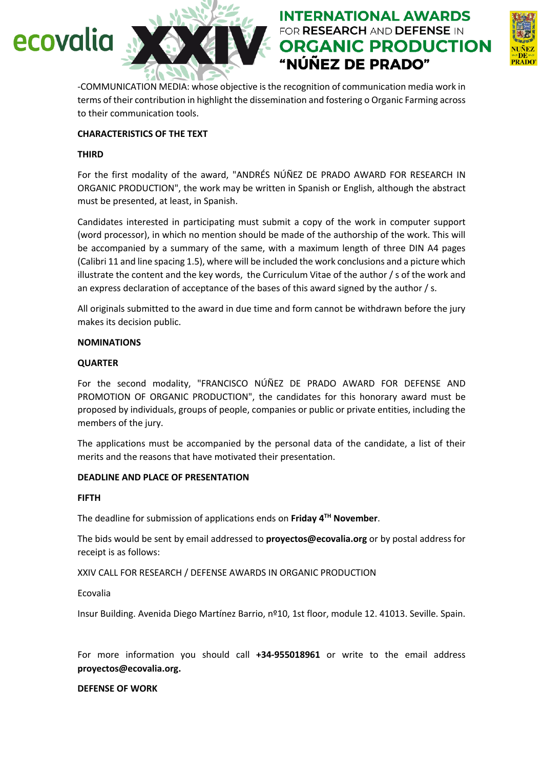-COMMUNICATION MEDIA: whose objective is the recognition of communication media work in terms of their contribution in highlight the dissemination and fostering o Organic Farming across to their communication tools.

**CHARACTERISTICS OF THE TEXT**

**THIRD**

For the first modality of the award, "ANDRÉS NÚÑEZ DE PRADO AWARD FOR RESEARCH IN ORGANIC PRODUCTION", the work may be written in Spanish or English, although the abstract must be presented, at least, in Spanish.

Candidates interested in participating must submit a copy of the work in computer support (word processor), in which no mention should be made of the authorship of the work. This will be accompanied by a summary of the same, with a maximum length of three DIN A4 pages (Calibri 11 and line spacing 1.5), where will be included the work conclusions and a picture which illustrate the content and the key words, the Curriculum Vitae of the author / s of the work and an express declaration of acceptance of the bases of this award signed by the author / s.

All originals submitted to the award in due time and form cannot be withdrawn before the jury makes its decision public.

**NOMINATIONS**

**QUARTER**

For the second modality, "FRANCISCO NÚÑEZ DE PRADO AWARD FOR DEFENSE AND PROMOTION OF ORGANIC PRODUCTION", the candidates for this honorary award must be proposed by individuals, groups of people, companies or public or private entities, including the members of the jury.

The applications must be accompanied by the personal data of the candidate, a list of their merits and the reasons that have motivated their presentation.

**DEADLINE AND PLACE OF PRESENTATION**

**FIFTH**

The deadline for submission of applications ends on **Friday 4TH November**.

The bids would be sent by email addressed to **proyectos@ecovalia.org** or by postal address for receipt is as follows:

XXIV CALL FOR RESEARCH / DEFENSE AWARDS IN ORGANIC PRODUCTION

Ecovalia

Insur Building. Avenida Diego Martínez Barrio, nº10, 1st floor, module 12. 41013. Seville. Spain.

For more information you should call **+34-955018961** or write to the email address **proyectos@ecovalia.org.**

**DEFENSE OF WORK**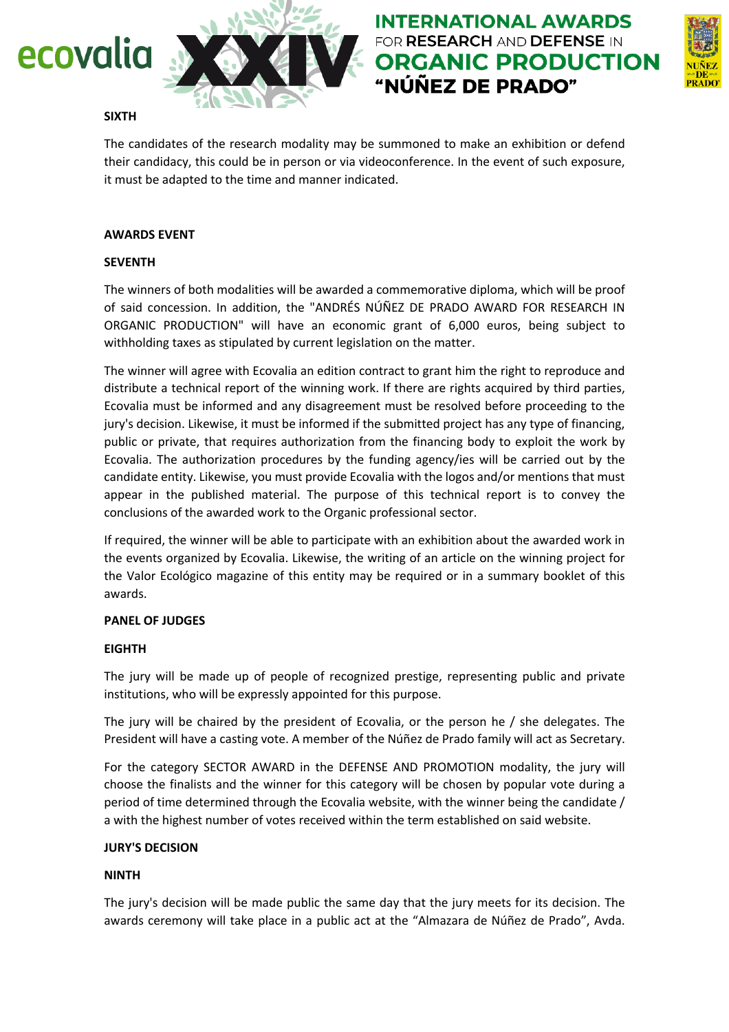**SIXTH**

The candidates of the research modality may be summoned to make an exhibition or defend their candidacy, this could be in person or via videoconference. In the event of such exposure, it must be adapted to the time and manner indicated.

**AWARDS EVENT**

**SEVENTH**

The winners of both modalities will be awarded a commemorative diploma, which will be proof of said concession. In addition, the "ANDRÉS NÚÑEZ DE PRADO AWARD FOR RESEARCH IN ORGANIC PRODUCTION" will have an economic grant of 6,000 euros, being subject to withholding taxes as stipulated by current legislation on the matter.

The winner will agree with Ecovalia an edition contract to grant him the right to reproduce and distribute a technical report of the winning work. If there are rights acquired by third parties, Ecovalia must be informed and any disagreement must be resolved before proceeding to the jury's decision. Likewise, it must be informed if the submitted project has any type of financing, public or private, that requires authorization from the financing body to exploit the work by Ecovalia. The authorization procedures by the funding agency/ies will be carried out by the candidate entity. Likewise, you must provide Ecovalia with the logos and/or mentions that must appear in the published material. The purpose of this technical report is to convey the conclusions of the awarded work to the Organic professional sector.

If required, the winner will be able to participate with an exhibition about the awarded work in the events organized by Ecovalia. Likewise, the writing of an article on the winning project for the Valor Ecológico magazine of this entity may be required or in a summary booklet of this awards.

**PANEL OF JUDGES**

**EIGHTH**

The jury will be made up of people of recognized prestige, representing public and private institutions, who will be expressly appointed for this purpose.

The jury will be chaired by the president of Ecovalia, or the person he / she delegates. The President will have a casting vote. A member of the Núñez de Prado family will act as Secretary.

For the category SECTOR AWARD in the DEFENSE AND PROMOTION modality, the jury will choose the finalists and the winner for this category will be chosen by popular vote during a period of time determined through the Ecovalia website, with the winner being the candidate / a with the highest number of votes received within the term established on said website.

**JURY'S DECISION**

**NINTH**

The jury's decision will be made public the same day that the jury meets for its decision. The awards ceremony will take place in a public act at the "Almazara de Núñez de Prado", Avda.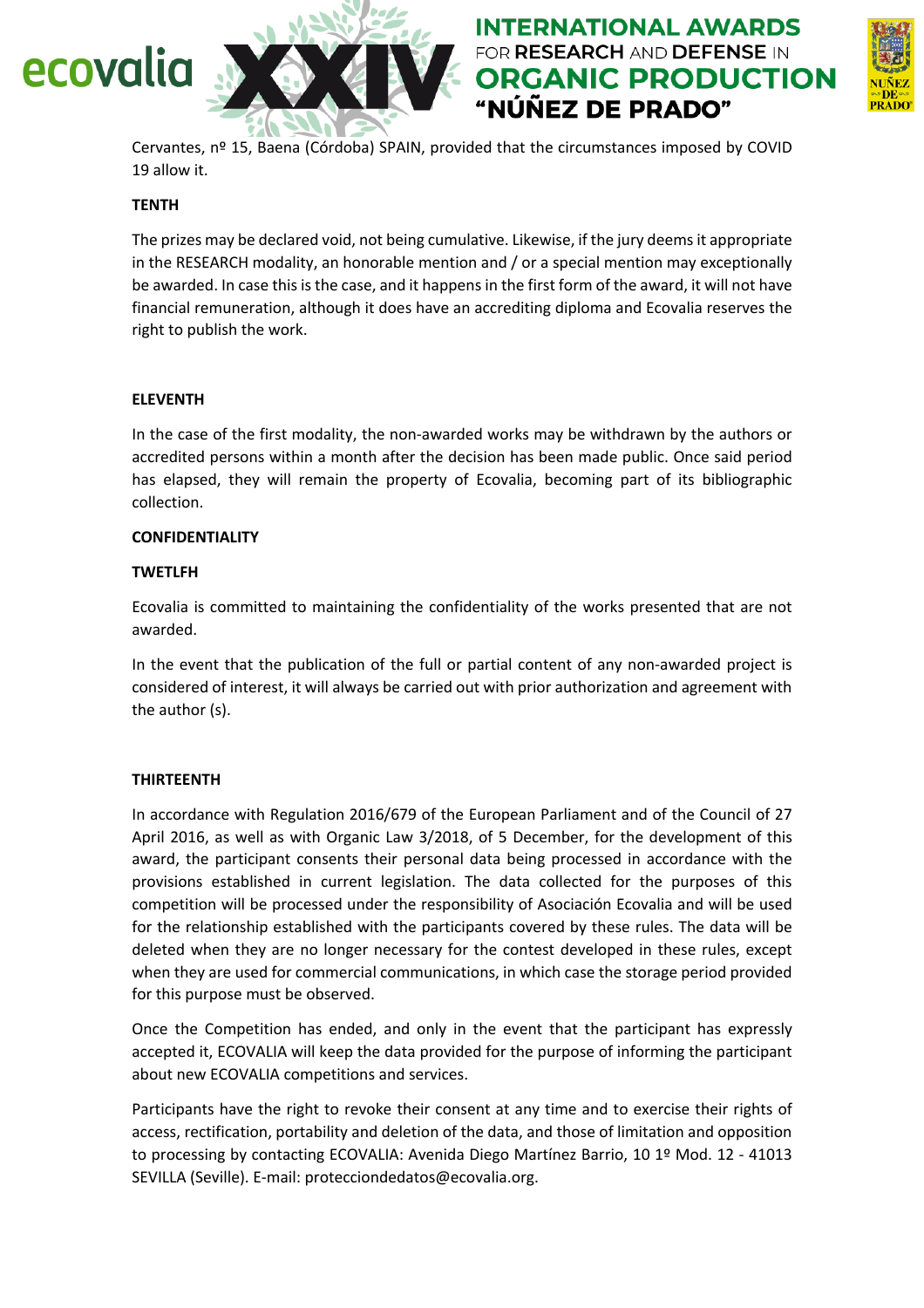Cervantes, nº 15, Baena (Córdoba) SPAIN, provided that the circumstances imposed by COVID 19 allow it.

**TENTH**

The prizes may be declared void, not being cumulative. Likewise, if the jury deems it appropriate in the RESEARCH modality, an honorable mention and / or a special mention may exceptionally be awarded. In case this is the case, and it happens in the first form of the award, it will not have financial remuneration, although it does have an accrediting diploma and Ecovalia reserves the right to publish the work.

**ELEVENTH**

In the case of the first modality, the non-awarded works may be withdrawn by the authors or accredited persons within a month after the decision has been made public. Once said period has elapsed, they will remain the property of Ecovalia, becoming part of its bibliographic collection.

**CONFIDENTIALITY**

**TWETLFH**

Ecovalia is committed to maintaining the confidentiality of the works presented that are not awarded.

In the event that the publication of the full or partial content of any non-awarded project is considered of interest, it will always be carried out with prior authorization and agreement with the author (s).

**THIRTEENTH**

In accordance with Regulation 2016/679 of the European Parliament and of the Council of 27 April 2016, as well as with Organic Law 3/2018, of 5 December, for the development of this award, the participant consents their personal data being processed in accordance with the provisions established in current legislation. The data collected for the purposes of this competition will be processed under the responsibility of Asociación Ecovalia and will be used for the relationship established with the participants covered by these rules. The data will be deleted when they are no longer necessary for the contest developed in these rules, except when they are used for commercial communications, in which case the storage period provided for this purpose must be observed.

Once the Competition has ended, and only in the event that the participant has expressly accepted it, ECOVALIA will keep the data provided for the purpose of informing the participant about new ECOVALIA competitions and services.

Participants have the right to revoke their consent at any time and to exercise their rights of access, rectification, portability and deletion of the data, and those of limitation and opposition to processing by contacting ECOVALIA: Avenida Diego Martínez Barrio, 10 1º Mod. 12 - 41013 SEVILLA (Seville). E-mail: protecciondedatos@ecovalia.org.